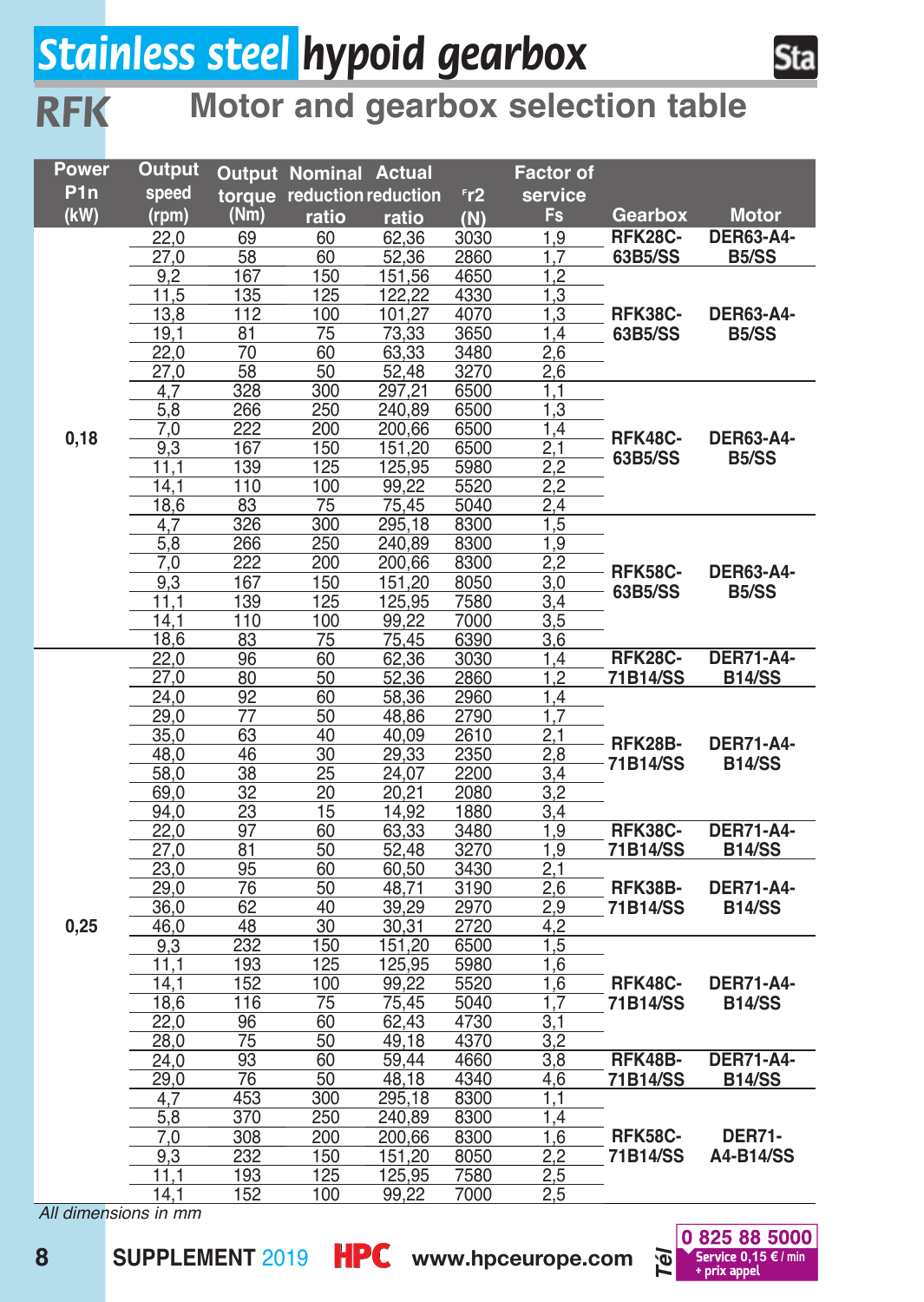# Stainless steel hypoid gearbox

## RFK Motor and gearbox selection table

| Power P1n (kW) | Output speed (rpm) | Output torque (Nm) | Nominal reduction ratio | Actual reduction ratio | Fr2 (N) | Factor of service Fs | Gearbox | Motor |
|---|---|---|---|---|---|---|---|---|
| 0,18 | 22,0 | 69 | 60 | 62,36 | 3030 | 1,9 | RFK28C-63B5/SS | DER63-A4-B5/SS |
| | 27,0 | 58 | 60 | 52,36 | 2860 | 1,7 | | |
| | 9,2 | 167 | 150 | 151,56 | 4650 | 1,2 | RFK38C-63B5/SS | DER63-A4-B5/SS |
| | 11,5 | 135 | 125 | 122,22 | 4330 | 1,3 | | |
| | 13,8 | 112 | 100 | 101,27 | 4070 | 1,3 | | |
| | 19,1 | 81 | 75 | 73,33 | 3650 | 1,4 | | |
| | 22,0 | 70 | 60 | 63,33 | 3480 | 2,6 | | |
| | 27,0 | 58 | 50 | 52,48 | 3270 | 2,6 | | |
| | 4,7 | 328 | 300 | 297,21 | 6500 | 1,1 | RFK48C-63B5/SS | DER63-A4-B5/SS |
| | 5,8 | 266 | 250 | 240,89 | 6500 | 1,3 | | |
| | 7,0 | 222 | 200 | 200,66 | 6500 | 1,4 | | |
| | 9,3 | 167 | 150 | 151,20 | 6500 | 2,1 | | |
| | 11,1 | 139 | 125 | 125,95 | 5980 | 2,2 | | |
| | 14,1 | 110 | 100 | 99,22 | 5520 | 2,2 | | |
| | 18,6 | 83 | 75 | 75,45 | 5040 | 2,4 | | |
| | 4,7 | 326 | 300 | 295,18 | 8300 | 1,5 | RFK58C-63B5/SS | DER63-A4-B5/SS |
| | 5,8 | 266 | 250 | 240,89 | 8300 | 1,9 | | |
| | 7,0 | 222 | 200 | 200,66 | 8300 | 2,2 | | |
| | 9,3 | 167 | 150 | 151,20 | 8050 | 3,0 | | |
| | 11,1 | 139 | 125 | 125,95 | 7580 | 3,4 | | |
| | 14,1 | 110 | 100 | 99,22 | 7000 | 3,5 | | |
| | 18,6 | 83 | 75 | 75,45 | 6390 | 3,6 | | |
| 0,25 | 22,0 | 96 | 60 | 62,36 | 3030 | 1,4 | RFK28C-71B14/SS | DER71-A4-B14/SS |
| | 27,0 | 80 | 50 | 52,36 | 2860 | 1,2 | | |
| | 24,0 | 92 | 60 | 58,36 | 2960 | 1,4 | RFK28B-71B14/SS | DER71-A4-B14/SS |
| | 29,0 | 77 | 50 | 48,86 | 2790 | 1,7 | | |
| | 35,0 | 63 | 40 | 40,09 | 2610 | 2,1 | | |
| | 48,0 | 46 | 30 | 29,33 | 2350 | 2,8 | | |
| | 58,0 | 38 | 25 | 24,07 | 2200 | 3,4 | | |
| | 69,0 | 32 | 20 | 20,21 | 2080 | 3,2 | | |
| | 94,0 | 23 | 15 | 14,92 | 1880 | 3,4 | | |
| | 22,0 | 97 | 60 | 63,33 | 3480 | 1,9 | RFK38C-71B14/SS | DER71-A4-B14/SS |
| | 27,0 | 81 | 50 | 52,48 | 3270 | 1,9 | | |
| | 23,0 | 95 | 60 | 60,50 | 3430 | 2,1 | RFK38B-71B14/SS | DER71-A4-B14/SS |
| | 29,0 | 76 | 50 | 48,71 | 3190 | 2,6 | | |
| | 36,0 | 62 | 40 | 39,29 | 2970 | 2,9 | | |
| | 46,0 | 48 | 30 | 30,31 | 2720 | 4,2 | | |
| | 9,3 | 232 | 150 | 151,20 | 6500 | 1,5 | RFK48C-71B14/SS | DER71-A4-B14/SS |
| | 11,1 | 193 | 125 | 125,95 | 5980 | 1,6 | | |
| | 14,1 | 152 | 100 | 99,22 | 5520 | 1,6 | | |
| | 18,6 | 116 | 75 | 75,45 | 5040 | 1,7 | | |
| | 22,0 | 96 | 60 | 62,43 | 4730 | 3,1 | | |
| | 28,0 | 75 | 50 | 49,18 | 4370 | 3,2 | | |
| | 24,0 | 93 | 60 | 59,44 | 4660 | 3,8 | RFK48B-71B14/SS | DER71-A4-B14/SS |
| | 29,0 | 76 | 50 | 48,18 | 4340 | 4,6 | | |
| | 4,7 | 453 | 300 | 295,18 | 8300 | 1,1 | RFK58C-71B14/SS | DER71-A4-B14/SS |
| | 5,8 | 370 | 250 | 240,89 | 8300 | 1,4 | | |
| | 7,0 | 308 | 200 | 200,66 | 8300 | 1,6 | | |
| | 9,3 | 232 | 150 | 151,20 | 8050 | 2,2 | | |
| | 11,1 | 193 | 125 | 125,95 | 7580 | 2,5 | | |
| | 14,1 | 152 | 100 | 99,22 | 7000 | 2,5 | | |

*All dimensions in mm*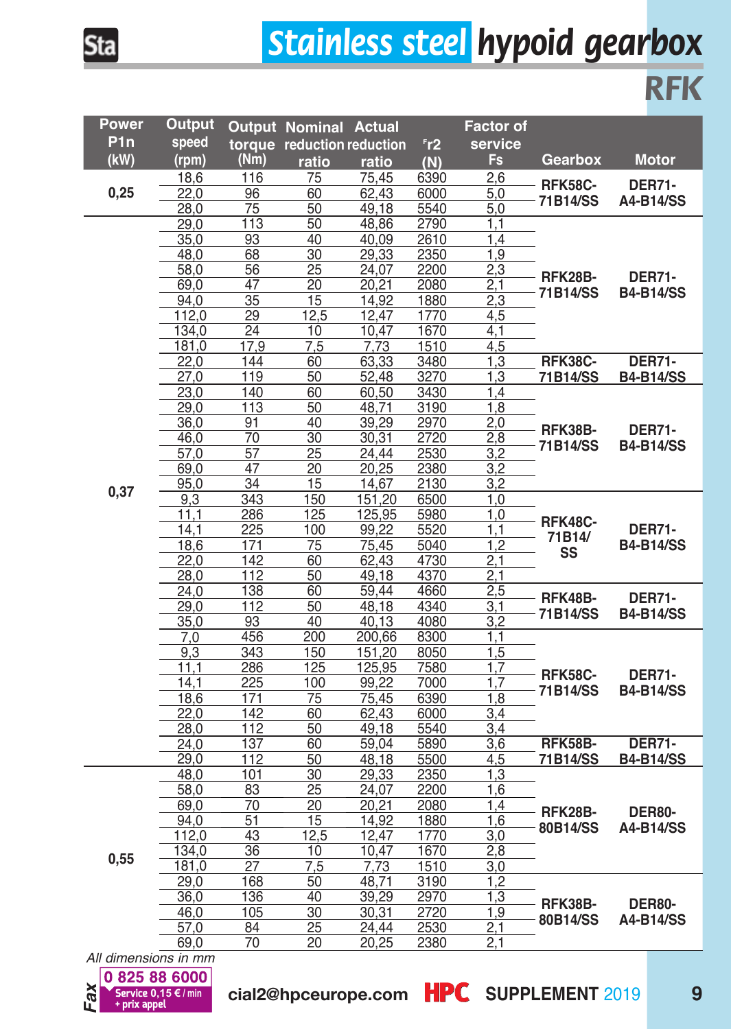# Stainless steel hypoid gearbox

## RFK

| Power P1n (kW) | Output speed (rpm) | Output torque (Nm) | Nominal reduction ratio | Actual reduction ratio | Fr2 (N) | Factor of service Fs | Gearbox | Motor |
|---|---|---|---|---|---|---|---|---|
| 0,25 | 18,6 | 116 | 75 | 75,45 | 6390 | 2,6 | RFK58C-71B14/SS | DER71-A4-B14/SS |
| | 22,0 | 96 | 60 | 62,43 | 6000 | 5,0 | | |
| | 28,0 | 75 | 50 | 49,18 | 5540 | 5,0 | | |
| 0,37 | 29,0 | 113 | 50 | 48,86 | 2790 | 1,1 | RFK28B-71B14/SS | DER71-B4-B14/SS |
| | 35,0 | 93 | 40 | 40,09 | 2610 | 1,4 | | |
| | 48,0 | 68 | 30 | 29,33 | 2350 | 1,9 | | |
| | 58,0 | 56 | 25 | 24,07 | 2200 | 2,3 | | |
| | 69,0 | 47 | 20 | 20,21 | 2080 | 2,1 | | |
| | 94,0 | 35 | 15 | 14,92 | 1880 | 2,3 | | |
| | 112,0 | 29 | 12,5 | 12,47 | 1770 | 4,5 | | |
| | 134,0 | 24 | 10 | 10,47 | 1670 | 4,1 | | |
| | 181,0 | 17,9 | 7,5 | 7,73 | 1510 | 4,5 | | |
| | 22,0 | 144 | 60 | 63,33 | 3480 | 1,3 | RFK38C-71B14/SS | DER71-B4-B14/SS |
| | 27,0 | 119 | 50 | 52,48 | 3270 | 1,3 | | |
| | 23,0 | 140 | 60 | 60,50 | 3430 | 1,4 | RFK38B-71B14/SS | DER71-B4-B14/SS |
| | 29,0 | 113 | 50 | 48,71 | 3190 | 1,8 | | |
| | 36,0 | 91 | 40 | 39,29 | 2970 | 2,0 | | |
| | 46,0 | 70 | 30 | 30,31 | 2720 | 2,8 | | |
| | 57,0 | 57 | 25 | 24,44 | 2530 | 3,2 | | |
| | 69,0 | 47 | 20 | 20,25 | 2380 | 3,2 | | |
| | 95,0 | 34 | 15 | 14,67 | 2130 | 3,2 | | |
| | 9,3 | 343 | 150 | 151,20 | 6500 | 1,0 | RFK48C-71B14/SS | DER71-B4-B14/SS |
| | 11,1 | 286 | 125 | 125,95 | 5980 | 1,0 | | |
| | 14,1 | 225 | 100 | 99,22 | 5520 | 1,1 | | |
| | 18,6 | 171 | 75 | 75,45 | 5040 | 1,2 | | |
| | 22,0 | 142 | 60 | 62,43 | 4730 | 2,1 | | |
| | 28,0 | 112 | 50 | 49,18 | 4370 | 2,1 | | |
| | 24,0 | 138 | 60 | 59,44 | 4660 | 2,5 | RFK48B-71B14/SS | DER71-B4-B14/SS |
| | 29,0 | 112 | 50 | 48,18 | 4340 | 3,1 | | |
| | 35,0 | 93 | 40 | 40,13 | 4080 | 3,2 | | |
| | 7,0 | 456 | 200 | 200,66 | 8300 | 1,1 | RFK58C-71B14/SS | DER71-B4-B14/SS |
| | 9,3 | 343 | 150 | 151,20 | 8050 | 1,5 | | |
| | 11,1 | 286 | 125 | 125,95 | 7580 | 1,7 | | |
| | 14,1 | 225 | 100 | 99,22 | 7000 | 1,7 | | |
| | 18,6 | 171 | 75 | 75,45 | 6390 | 1,8 | | |
| | 22,0 | 142 | 60 | 62,43 | 6000 | 3,4 | | |
| | 28,0 | 112 | 50 | 49,18 | 5540 | 3,4 | | |
| | 24,0 | 137 | 60 | 59,04 | 5890 | 3,6 | RFK58B-71B14/SS | DER71-B4-B14/SS |
| | 29,0 | 112 | 50 | 48,18 | 5500 | 4,5 | | |
| 0,55 | 48,0 | 101 | 30 | 29,33 | 2350 | 1,3 | RFK28B-80B14/SS | DER80-A4-B14/SS |
| | 58,0 | 83 | 25 | 24,07 | 2200 | 1,6 | | |
| | 69,0 | 70 | 20 | 20,21 | 2080 | 1,4 | | |
| | 94,0 | 51 | 15 | 14,92 | 1880 | 1,6 | | |
| | 112,0 | 43 | 12,5 | 12,47 | 1770 | 3,0 | | |
| | 134,0 | 36 | 10 | 10,47 | 1670 | 2,8 | | |
| | 181,0 | 27 | 7,5 | 7,73 | 1510 | 3,0 | | |
| | 29,0 | 168 | 50 | 48,71 | 3190 | 1,2 | RFK38B-80B14/SS | DER80-A4-B14/SS |
| | 36,0 | 136 | 40 | 39,29 | 2970 | 1,3 | | |
| | 46,0 | 105 | 30 | 30,31 | 2720 | 1,9 | | |
| | 57,0 | 84 | 25 | 24,44 | 2530 | 2,1 | | |
| | 69,0 | 70 | 20 | 20,25 | 2380 | 2,1 | | |

*All dimensions in mm*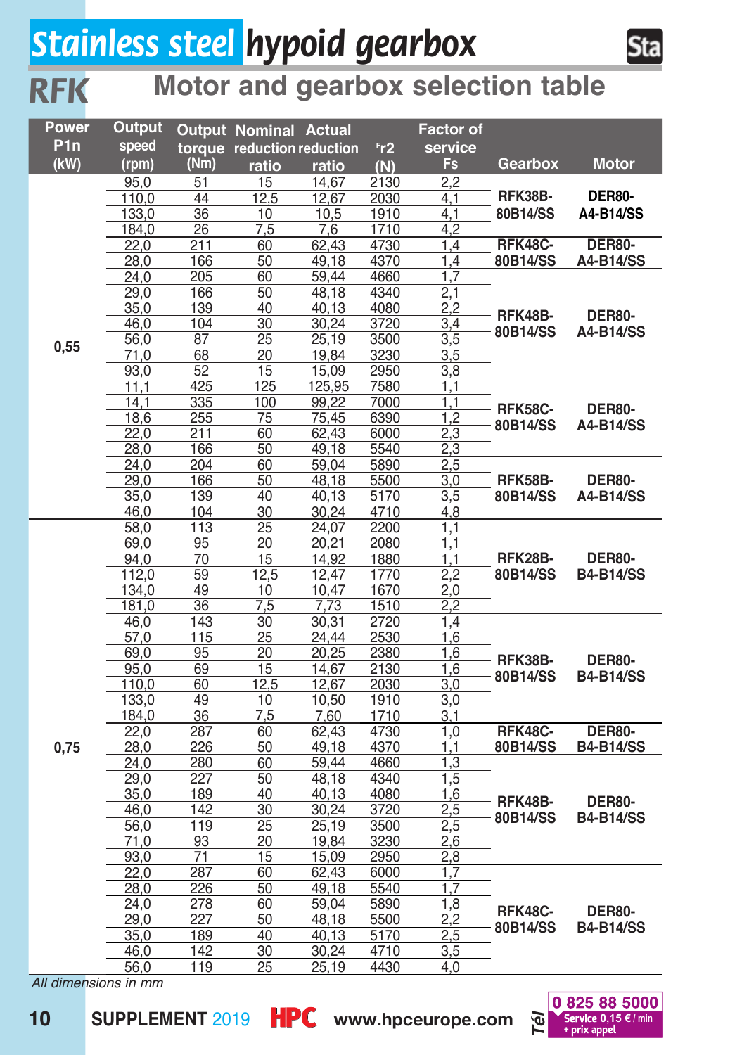# Stainless steel hypoid gearbox

## RFK Motor and gearbox selection table

| Power P1n (kW) | Output speed (rpm) | Output torque (Nm) | Nominal reduction ratio | Actual reduction ratio | Fr2 (N) | Factor of service Fs | Gearbox | Motor |
|---|---|---|---|---|---|---|---|---|
| 0,55 | 95,0 | 51 | 15 | 14,67 | 2130 | 2,2 | RFK38B-80B14/SS | DER80-A4-B14/SS |
| | 110,0 | 44 | 12,5 | 12,67 | 2030 | 4,1 | | |
| | 133,0 | 36 | 10 | 10,5 | 1910 | 4,1 | | |
| | 184,0 | 26 | 7,5 | 7,6 | 1710 | 4,2 | | |
| | 22,0 | 211 | 60 | 62,43 | 4730 | 1,4 | RFK48C-80B14/SS | DER80-A4-B14/SS |
| | 28,0 | 166 | 50 | 49,18 | 4370 | 1,4 | | |
| | 24,0 | 205 | 60 | 59,44 | 4660 | 1,7 | RFK48B-80B14/SS | DER80-A4-B14/SS |
| | 29,0 | 166 | 50 | 48,18 | 4340 | 2,1 | | |
| | 35,0 | 139 | 40 | 40,13 | 4080 | 2,2 | | |
| | 46,0 | 104 | 30 | 30,24 | 3720 | 3,4 | | |
| | 56,0 | 87 | 25 | 25,19 | 3500 | 3,5 | | |
| | 71,0 | 68 | 20 | 19,84 | 3230 | 3,5 | | |
| | 93,0 | 52 | 15 | 15,09 | 2950 | 3,8 | | |
| | 11,1 | 425 | 125 | 125,95 | 7580 | 1,1 | RFK58C-80B14/SS | DER80-A4-B14/SS |
| | 14,1 | 335 | 100 | 99,22 | 7000 | 1,1 | | |
| | 18,6 | 255 | 75 | 75,45 | 6390 | 1,2 | | |
| | 22,0 | 211 | 60 | 62,43 | 6000 | 2,3 | | |
| | 28,0 | 166 | 50 | 49,18 | 5540 | 2,3 | | |
| | 24,0 | 204 | 60 | 59,04 | 5890 | 2,5 | RFK58B-80B14/SS | DER80-A4-B14/SS |
| | 29,0 | 166 | 50 | 48,18 | 5500 | 3,0 | | |
| | 35,0 | 139 | 40 | 40,13 | 5170 | 3,5 | | |
| | 46,0 | 104 | 30 | 30,24 | 4710 | 4,8 | | |
| 0,75 | 58,0 | 113 | 25 | 24,07 | 2200 | 1,1 | RFK28B-80B14/SS | DER80-B4-B14/SS |
| | 69,0 | 95 | 20 | 20,21 | 2080 | 1,1 | | |
| | 94,0 | 70 | 15 | 14,92 | 1880 | 1,1 | | |
| | 112,0 | 59 | 12,5 | 12,47 | 1770 | 2,2 | | |
| | 134,0 | 49 | 10 | 10,47 | 1670 | 2,0 | | |
| | 181,0 | 36 | 7,5 | 7,73 | 1510 | 2,2 | | |
| | 46,0 | 143 | 30 | 30,31 | 2720 | 1,4 | RFK38B-80B14/SS | DER80-B4-B14/SS |
| | 57,0 | 115 | 25 | 24,44 | 2530 | 1,6 | | |
| | 69,0 | 95 | 20 | 20,25 | 2380 | 1,6 | | |
| | 95,0 | 69 | 15 | 14,67 | 2130 | 1,6 | | |
| | 110,0 | 60 | 12,5 | 12,67 | 2030 | 3,0 | | |
| | 133,0 | 49 | 10 | 10,50 | 1910 | 3,0 | | |
| | 184,0 | 36 | 7,5 | 7,60 | 1710 | 3,1 | | |
| | 22,0 | 287 | 60 | 62,43 | 4730 | 1,0 | RFK48C-80B14/SS | DER80-B4-B14/SS |
| | 28,0 | 226 | 50 | 49,18 | 4370 | 1,1 | | |
| | 24,0 | 280 | 60 | 59,44 | 4660 | 1,3 | RFK48B-80B14/SS | DER80-B4-B14/SS |
| | 29,0 | 227 | 50 | 48,18 | 4340 | 1,5 | | |
| | 35,0 | 189 | 40 | 40,13 | 4080 | 1,6 | | |
| | 46,0 | 142 | 30 | 30,24 | 3720 | 2,5 | | |
| | 56,0 | 119 | 25 | 25,19 | 3500 | 2,5 | | |
| | 71,0 | 93 | 20 | 19,84 | 3230 | 2,6 | | |
| | 93,0 | 71 | 15 | 15,09 | 2950 | 2,8 | | |
| | 22,0 | 287 | 60 | 62,43 | 6000 | 1,7 | RFK48C-80B14/SS | DER80-B4-B14/SS |
| | 28,0 | 226 | 50 | 49,18 | 5540 | 1,7 | | |
| | 24,0 | 278 | 60 | 59,04 | 5890 | 1,8 | | |
| | 29,0 | 227 | 50 | 48,18 | 5500 | 2,2 | | |
| | 35,0 | 189 | 40 | 40,13 | 5170 | 2,5 | | |
| | 46,0 | 142 | 30 | 30,24 | 4710 | 3,5 | | |
| | 56,0 | 119 | 25 | 25,19 | 4430 | 4,0 | | |

*All dimensions in mm*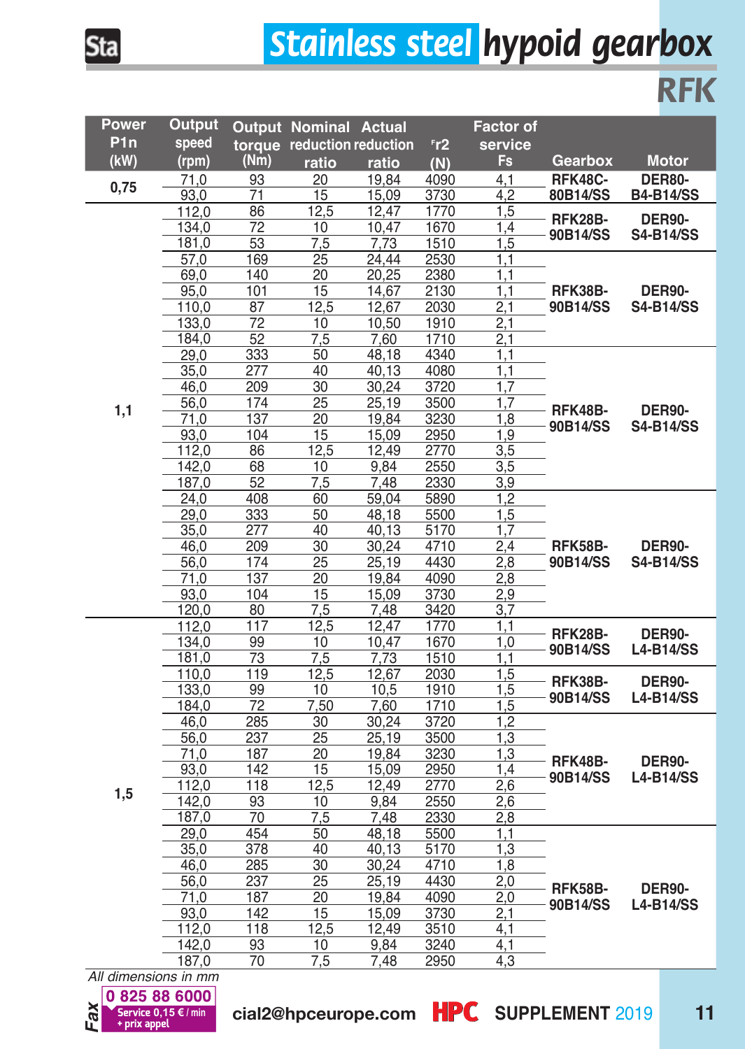# Stainless steel hypoid gearbox

## RFK

| Power P1n (kW) | Output speed (rpm) | Output torque (Nm) | Nominal reduction ratio | Actual reduction ratio | Fr2 (N) | Factor of service Fs | Gearbox | Motor |
|---|---|---|---|---|---|---|---|---|
| 0,75 | 71,0 | 93 | 20 | 19,84 | 4090 | 4,1 | RFK48C-80B14/SS | DER80-B4-B14/SS |
| | 93,0 | 71 | 15 | 15,09 | 3730 | 4,2 | | |
| 1,1 | 112,0 | 86 | 12,5 | 12,47 | 1770 | 1,5 | RFK28B-90B14/SS | DER90-S4-B14/SS |
| | 134,0 | 72 | 10 | 10,47 | 1670 | 1,4 | | |
| | 181,0 | 53 | 7,5 | 7,73 | 1510 | 1,5 | | |
| | 57,0 | 169 | 25 | 24,44 | 2530 | 1,1 | RFK38B-90B14/SS | DER90-S4-B14/SS |
| | 69,0 | 140 | 20 | 20,25 | 2380 | 1,1 | | |
| | 95,0 | 101 | 15 | 14,67 | 2130 | 1,1 | | |
| | 110,0 | 87 | 12,5 | 12,67 | 2030 | 2,1 | | |
| | 133,0 | 72 | 10 | 10,50 | 1910 | 2,1 | | |
| | 184,0 | 52 | 7,5 | 7,60 | 1710 | 2,1 | | |
| | 29,0 | 333 | 50 | 48,18 | 4340 | 1,1 | RFK48B-90B14/SS | DER90-S4-B14/SS |
| | 35,0 | 277 | 40 | 40,13 | 4080 | 1,1 | | |
| | 46,0 | 209 | 30 | 30,24 | 3720 | 1,7 | | |
| | 56,0 | 174 | 25 | 25,19 | 3500 | 1,7 | | |
| | 71,0 | 137 | 20 | 19,84 | 3230 | 1,8 | | |
| | 93,0 | 104 | 15 | 15,09 | 2950 | 1,9 | | |
| | 112,0 | 86 | 12,5 | 12,49 | 2770 | 3,5 | | |
| | 142,0 | 68 | 10 | 9,84 | 2550 | 3,5 | | |
| | 187,0 | 52 | 7,5 | 7,48 | 2330 | 3,9 | | |
| | 24,0 | 408 | 60 | 59,04 | 5890 | 1,2 | RFK58B-90B14/SS | DER90-S4-B14/SS |
| | 29,0 | 333 | 50 | 48,18 | 5500 | 1,5 | | |
| | 35,0 | 277 | 40 | 40,13 | 5170 | 1,7 | | |
| | 46,0 | 209 | 30 | 30,24 | 4710 | 2,4 | | |
| | 56,0 | 174 | 25 | 25,19 | 4430 | 2,8 | | |
| | 71,0 | 137 | 20 | 19,84 | 4090 | 2,8 | | |
| | 93,0 | 104 | 15 | 15,09 | 3730 | 2,9 | | |
| | 120,0 | 80 | 7,5 | 7,48 | 3420 | 3,7 | | |
| 1,5 | 112,0 | 117 | 12,5 | 12,47 | 1770 | 1,1 | RFK28B-90B14/SS | DER90-L4-B14/SS |
| | 134,0 | 99 | 10 | 10,47 | 1670 | 1,0 | | |
| | 181,0 | 73 | 7,5 | 7,73 | 1510 | 1,1 | | |
| | 110,0 | 119 | 12,5 | 12,67 | 2030 | 1,5 | RFK38B-90B14/SS | DER90-L4-B14/SS |
| | 133,0 | 99 | 10 | 10,5 | 1910 | 1,5 | | |
| | 184,0 | 72 | 7,50 | 7,60 | 1710 | 1,5 | | |
| | 46,0 | 285 | 30 | 30,24 | 3720 | 1,2 | RFK48B-90B14/SS | DER90-L4-B14/SS |
| | 56,0 | 237 | 25 | 25,19 | 3500 | 1,3 | | |
| | 71,0 | 187 | 20 | 19,84 | 3230 | 1,3 | | |
| | 93,0 | 142 | 15 | 15,09 | 2950 | 1,4 | | |
| | 112,0 | 118 | 12,5 | 12,49 | 2770 | 2,6 | | |
| | 142,0 | 93 | 10 | 9,84 | 2550 | 2,6 | | |
| | 187,0 | 70 | 7,5 | 7,48 | 2330 | 2,8 | | |
| | 29,0 | 454 | 50 | 48,18 | 5500 | 1,1 | RFK58B-90B14/SS | DER90-L4-B14/SS |
| | 35,0 | 378 | 40 | 40,13 | 5170 | 1,3 | | |
| | 46,0 | 285 | 30 | 30,24 | 4710 | 1,8 | | |
| | 56,0 | 237 | 25 | 25,19 | 4430 | 2,0 | | |
| | 71,0 | 187 | 20 | 19,84 | 4090 | 2,0 | | |
| | 93,0 | 142 | 15 | 15,09 | 3730 | 2,1 | | |
| | 112,0 | 118 | 12,5 | 12,49 | 3510 | 4,1 | | |
| | 142,0 | 93 | 10 | 9,84 | 3240 | 4,1 | | |
| | 187,0 | 70 | 7,5 | 7,48 | 2950 | 4,3 | | |

*All dimensions in mm*

Fax 0 825 88 6000 Service 0,15 € / min + prix appel

cial2@hpceurope.com HPC SUPPLEMENT 2019